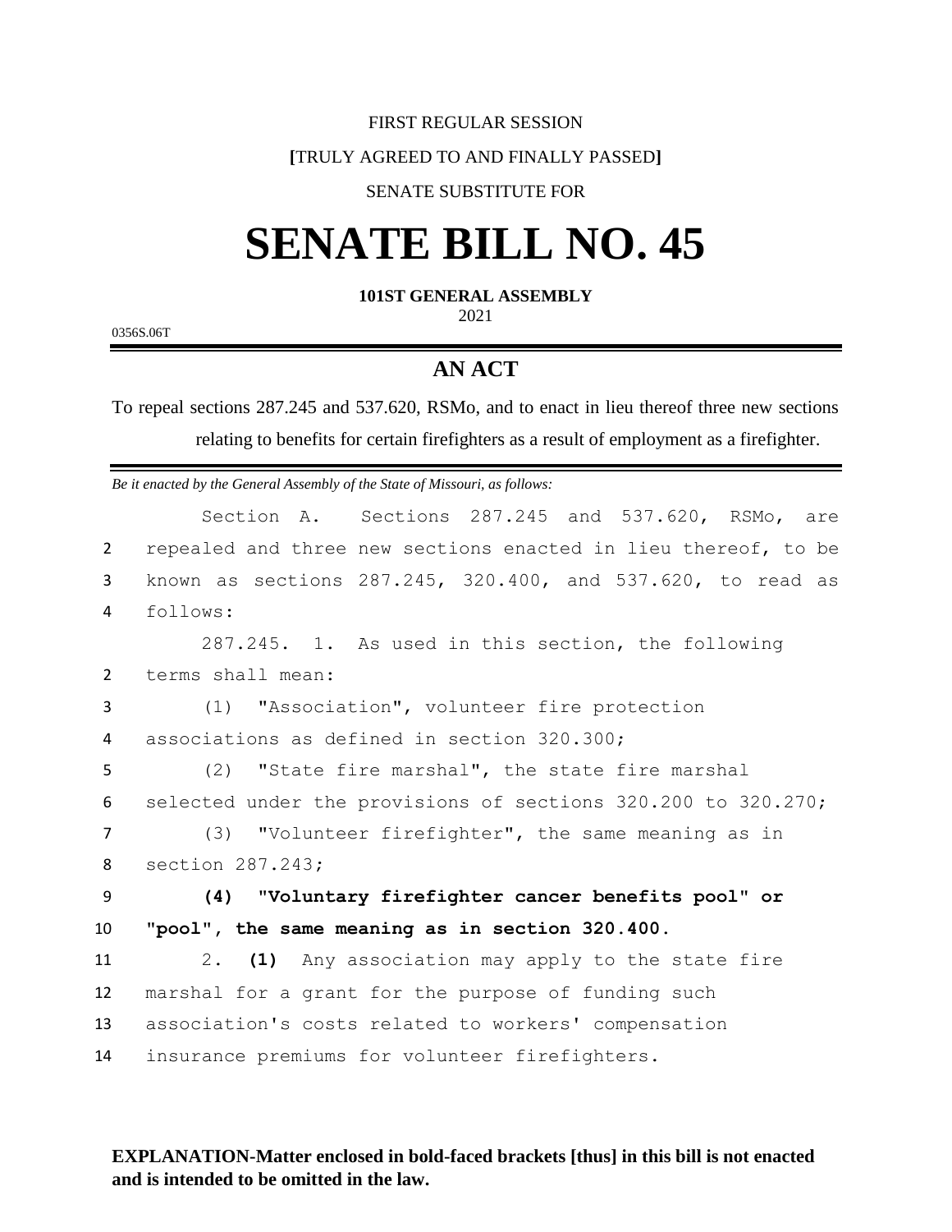FIRST REGULAR SESSION

[TRULY AGREED TO AND FINALLY PASSED]

SENATE SUBSTITUTE FOR

# SENATE BILL NO. 45

**101ST GENERAL ASSEMBLY**

2021

0356S.06T

## AN ACT

To repeal sections 287.245 and 537.620, RSMo, and to enact in lieu thereof three new sections relating to benefits for certain firefighters as a result of employment as a firefighter.

*Be it enacted by the General Assembly of the State of Missouri, as follows:*

Section A. Sections 287.245 and 537.620, RSMo, are repealed and three new sections enacted in lieu thereof, to be known as sections 287.245, 320.400, and 537.620, to read as follows:

287.245. 1. As used in this section, the following terms shall mean:

(1) "Association", volunteer fire protection associations as defined in section 320.300;

(2) "State fire marshal", the state fire marshal selected under the provisions of sections 320.200 to 320.270;

(3) "Volunteer firefighter", the same meaning as in section 287.243;

**(4) "Voluntary firefighter cancer benefits pool" or "pool", the same meaning as in section 320.400.**

2. **(1)** Any association may apply to the state fire marshal for a grant for the purpose of funding such association's costs related to workers' compensation insurance premiums for volunteer firefighters.

**EXPLANATION-Matter enclosed in bold-faced brackets [thus] in this bill is not enacted and is intended to be omitted in the law.**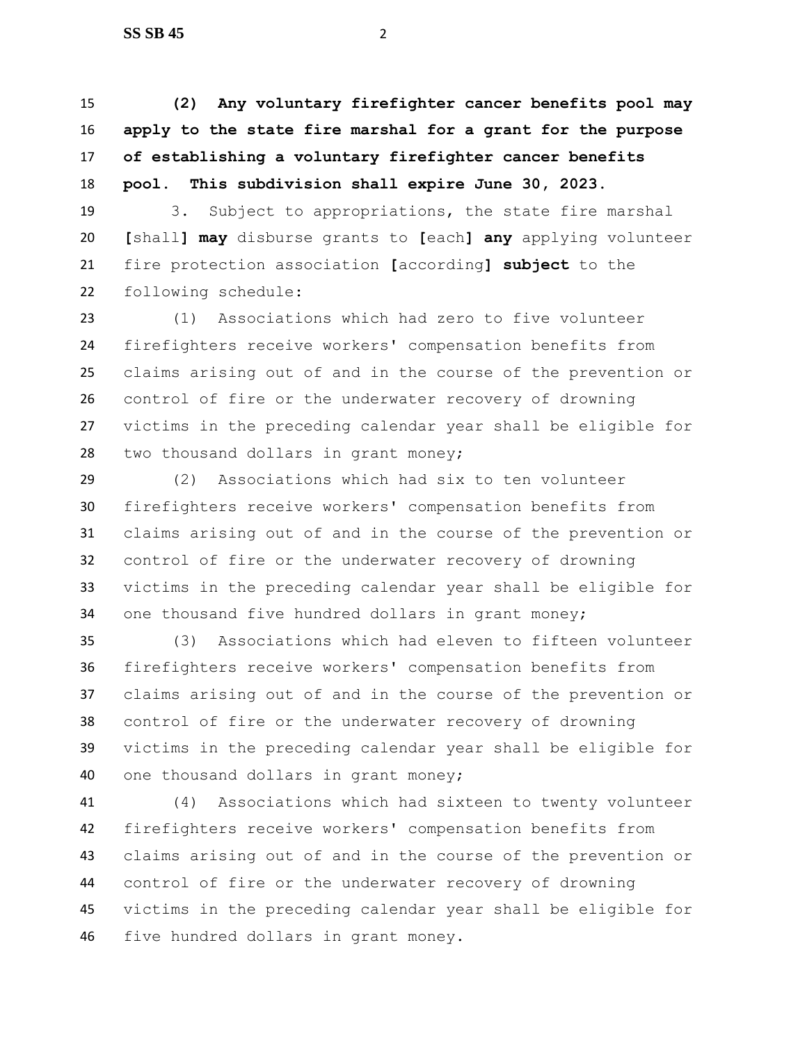**(2) Any voluntary firefighter cancer benefits pool may apply to the state fire marshal for a grant for the purpose of establishing a voluntary firefighter cancer benefits pool. This subdivision shall expire June 30, 2023.**

3. Subject to appropriations, the state fire marshal [shall] **may** disburse grants to [each] **any** applying volunteer fire protection association [according] **subject** to the following schedule:

(1) Associations which had zero to five volunteer firefighters receive workers' compensation benefits from claims arising out of and in the course of the prevention or control of fire or the underwater recovery of drowning victims in the preceding calendar year shall be eligible for two thousand dollars in grant money;

(2) Associations which had six to ten volunteer firefighters receive workers' compensation benefits from claims arising out of and in the course of the prevention or control of fire or the underwater recovery of drowning victims in the preceding calendar year shall be eligible for one thousand five hundred dollars in grant money;

(3) Associations which had eleven to fifteen volunteer firefighters receive workers' compensation benefits from claims arising out of and in the course of the prevention or control of fire or the underwater recovery of drowning victims in the preceding calendar year shall be eligible for one thousand dollars in grant money;

(4) Associations which had sixteen to twenty volunteer firefighters receive workers' compensation benefits from claims arising out of and in the course of the prevention or control of fire or the underwater recovery of drowning victims in the preceding calendar year shall be eligible for five hundred dollars in grant money.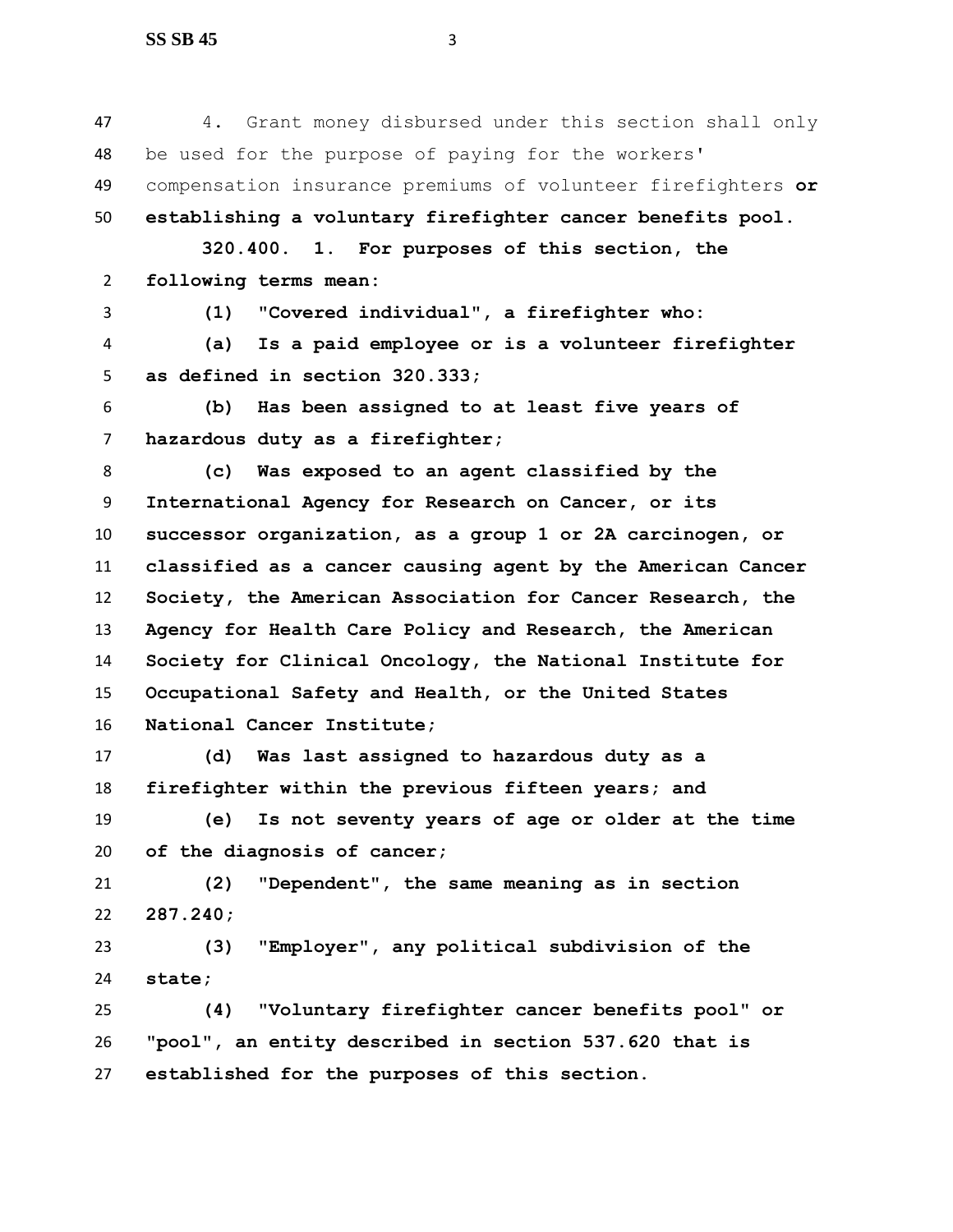4. Grant money disbursed under this section shall only be used for the purpose of paying for the workers' compensation insurance premiums of volunteer firefighters **or establishing a voluntary firefighter cancer benefits pool.**

**320.400. 1. For purposes of this section, the following terms mean:**

**(1) "Covered individual", a firefighter who:**

**(a) Is a paid employee or is a volunteer firefighter as defined in section 320.333;**

**(b) Has been assigned to at least five years of hazardous duty as a firefighter;**

**(c) Was exposed to an agent classified by the International Agency for Research on Cancer, or its successor organization, as a group 1 or 2A carcinogen, or classified as a cancer causing agent by the American Cancer Society, the American Association for Cancer Research, the Agency for Health Care Policy and Research, the American Society for Clinical Oncology, the National Institute for Occupational Safety and Health, or the United States National Cancer Institute;**

**(d) Was last assigned to hazardous duty as a firefighter within the previous fifteen years; and**

**(e) Is not seventy years of age or older at the time of the diagnosis of cancer;**

**(2) "Dependent", the same meaning as in section 287.240;**

**(3) "Employer", any political subdivision of the state;**

**(4) "Voluntary firefighter cancer benefits pool" or "pool", an entity described in section 537.620 that is established for the purposes of this section.**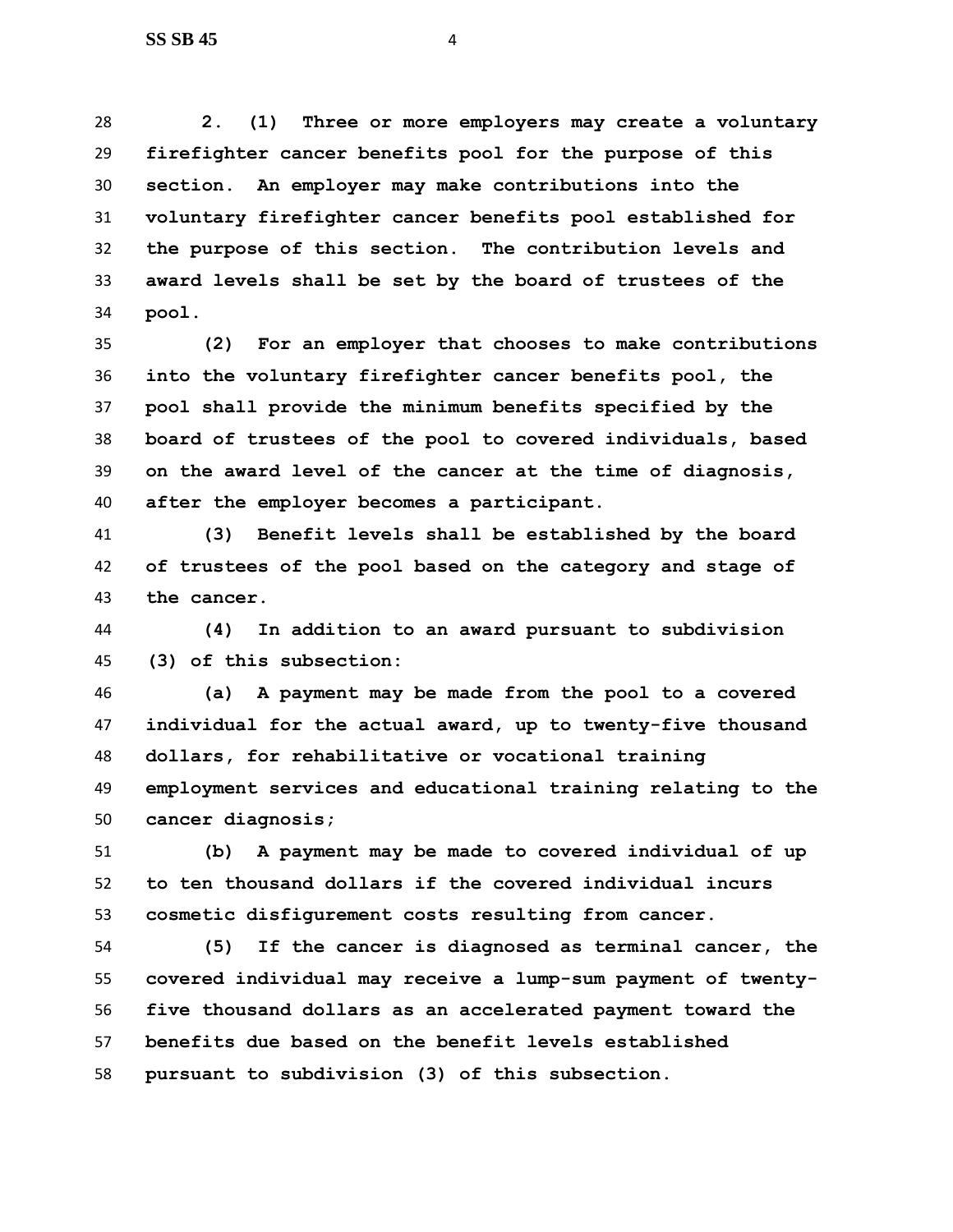**2. (1) Three or more employers may create a voluntary firefighter cancer benefits pool for the purpose of this section. An employer may make contributions into the voluntary firefighter cancer benefits pool established for the purpose of this section. The contribution levels and award levels shall be set by the board of trustees of the pool.**

**(2) For an employer that chooses to make contributions into the voluntary firefighter cancer benefits pool, the pool shall provide the minimum benefits specified by the board of trustees of the pool to covered individuals, based on the award level of the cancer at the time of diagnosis, after the employer becomes a participant.**

**(3) Benefit levels shall be established by the board of trustees of the pool based on the category and stage of the cancer.**

**(4) In addition to an award pursuant to subdivision (3) of this subsection:**

**(a) A payment may be made from the pool to a covered individual for the actual award, up to twenty-five thousand dollars, for rehabilitative or vocational training employment services and educational training relating to the cancer diagnosis;**

**(b) A payment may be made to covered individual of up to ten thousand dollars if the covered individual incurs cosmetic disfigurement costs resulting from cancer.**

**(5) If the cancer is diagnosed as terminal cancer, the covered individual may receive a lump-sum payment of twenty-five thousand dollars as an accelerated payment toward the benefits due based on the benefit levels established pursuant to subdivision (3) of this subsection.**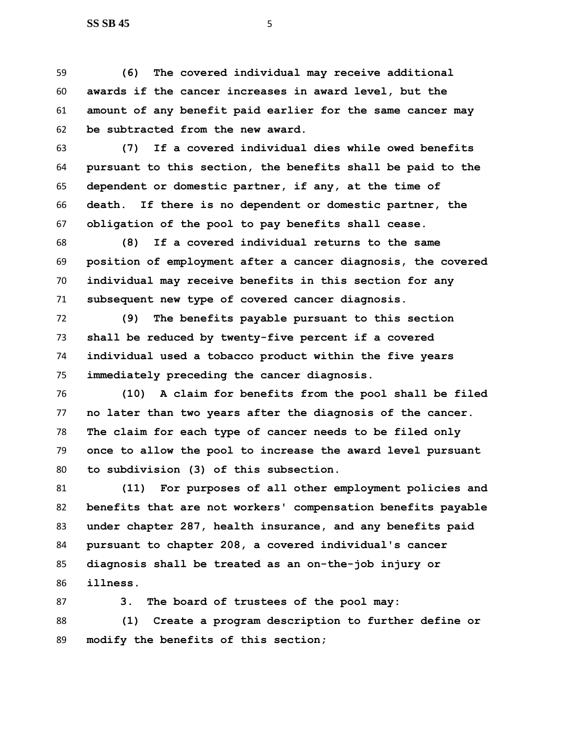**(6) The covered individual may receive additional awards if the cancer increases in award level, but the amount of any benefit paid earlier for the same cancer may be subtracted from the new award.**

**(7) If a covered individual dies while owed benefits pursuant to this section, the benefits shall be paid to the dependent or domestic partner, if any, at the time of death. If there is no dependent or domestic partner, the obligation of the pool to pay benefits shall cease.**

**(8) If a covered individual returns to the same position of employment after a cancer diagnosis, the covered individual may receive benefits in this section for any subsequent new type of covered cancer diagnosis.**

**(9) The benefits payable pursuant to this section shall be reduced by twenty-five percent if a covered individual used a tobacco product within the five years immediately preceding the cancer diagnosis.**

**(10) A claim for benefits from the pool shall be filed no later than two years after the diagnosis of the cancer. The claim for each type of cancer needs to be filed only once to allow the pool to increase the award level pursuant to subdivision (3) of this subsection.**

**(11) For purposes of all other employment policies and benefits that are not workers' compensation benefits payable under chapter 287, health insurance, and any benefits paid pursuant to chapter 208, a covered individual's cancer diagnosis shall be treated as an on-the-job injury or illness.**

**3. The board of trustees of the pool may:**

**(1) Create a program description to further define or modify the benefits of this section;**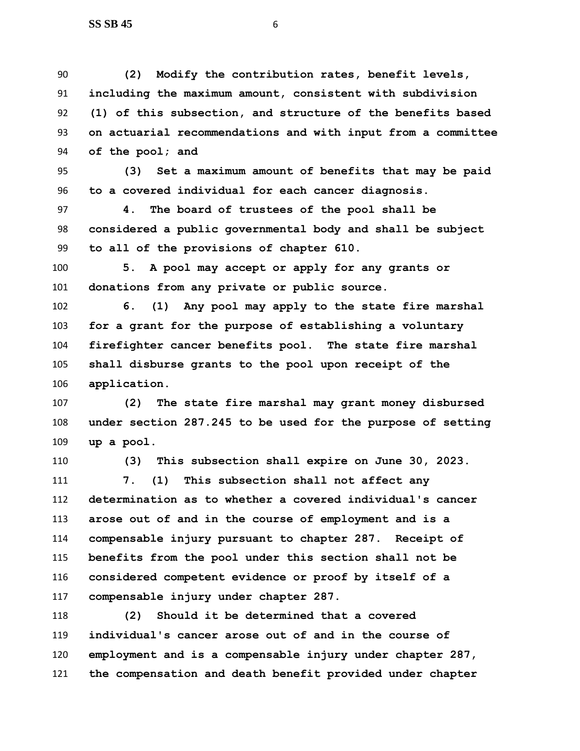**(2) Modify the contribution rates, benefit levels, including the maximum amount, consistent with subdivision (1) of this subsection, and structure of the benefits based on actuarial recommendations and with input from a committee of the pool; and**

**(3) Set a maximum amount of benefits that may be paid to a covered individual for each cancer diagnosis.**

**4. The board of trustees of the pool shall be considered a public governmental body and shall be subject to all of the provisions of chapter 610.**

**5. A pool may accept or apply for any grants or donations from any private or public source.**

**6. (1) Any pool may apply to the state fire marshal for a grant for the purpose of establishing a voluntary firefighter cancer benefits pool. The state fire marshal shall disburse grants to the pool upon receipt of the application.**

**(2) The state fire marshal may grant money disbursed under section 287.245 to be used for the purpose of setting up a pool.**

**(3) This subsection shall expire on June 30, 2023.**

**7. (1) This subsection shall not affect any determination as to whether a covered individual's cancer arose out of and in the course of employment and is a compensable injury pursuant to chapter 287. Receipt of benefits from the pool under this section shall not be considered competent evidence or proof by itself of a compensable injury under chapter 287.**

**(2) Should it be determined that a covered individual's cancer arose out of and in the course of employment and is a compensable injury under chapter 287, the compensation and death benefit provided under chapter**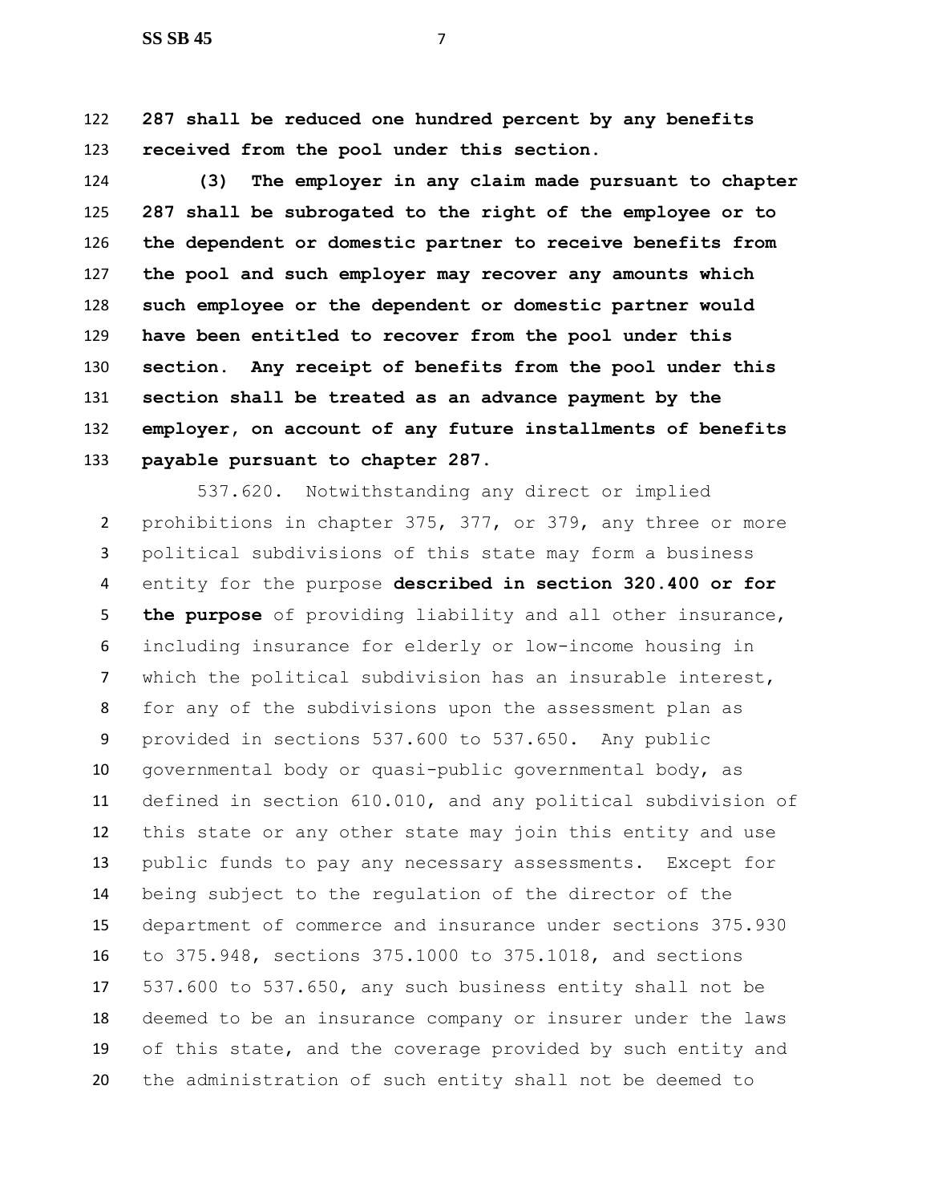**287 shall be reduced one hundred percent by any benefits received from the pool under this section.**

**(3) The employer in any claim made pursuant to chapter 287 shall be subrogated to the right of the employee or to the dependent or domestic partner to receive benefits from the pool and such employer may recover any amounts which such employee or the dependent or domestic partner would have been entitled to recover from the pool under this section. Any receipt of benefits from the pool under this section shall be treated as an advance payment by the employer, on account of any future installments of benefits payable pursuant to chapter 287.**

537.620. Notwithstanding any direct or implied prohibitions in chapter 375, 377, or 379, any three or more political subdivisions of this state may form a business entity for the purpose **described in section 320.400 or for the purpose** of providing liability and all other insurance, including insurance for elderly or low-income housing in which the political subdivision has an insurable interest, for any of the subdivisions upon the assessment plan as provided in sections 537.600 to 537.650. Any public governmental body or quasi-public governmental body, as defined in section 610.010, and any political subdivision of this state or any other state may join this entity and use public funds to pay any necessary assessments. Except for being subject to the regulation of the director of the department of commerce and insurance under sections 375.930 to 375.948, sections 375.1000 to 375.1018, and sections 537.600 to 537.650, any such business entity shall not be deemed to be an insurance company or insurer under the laws of this state, and the coverage provided by such entity and the administration of such entity shall not be deemed to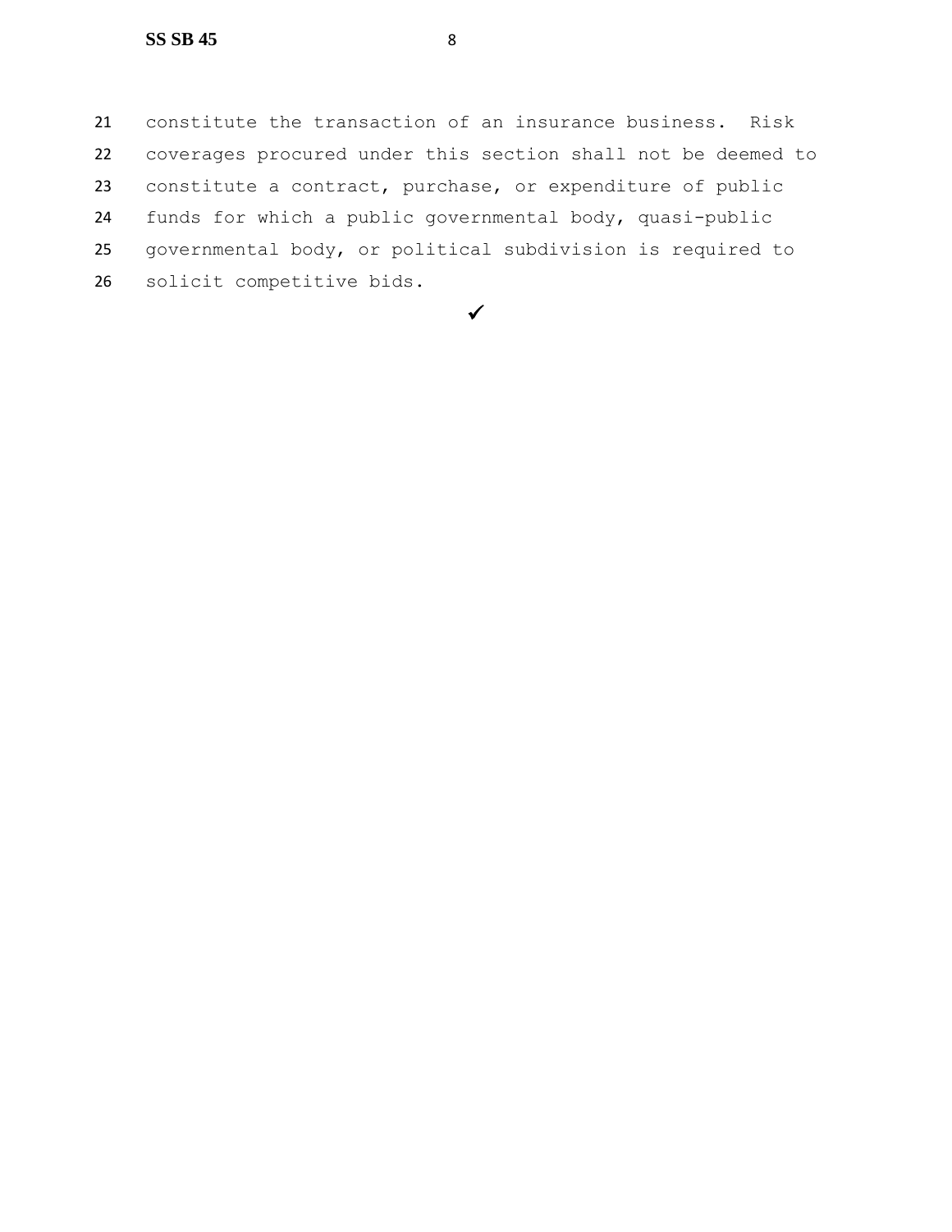constitute the transaction of an insurance business. Risk coverages procured under this section shall not be deemed to constitute a contract, purchase, or expenditure of public funds for which a public governmental body, quasi-public governmental body, or political subdivision is required to solicit competitive bids.

✓